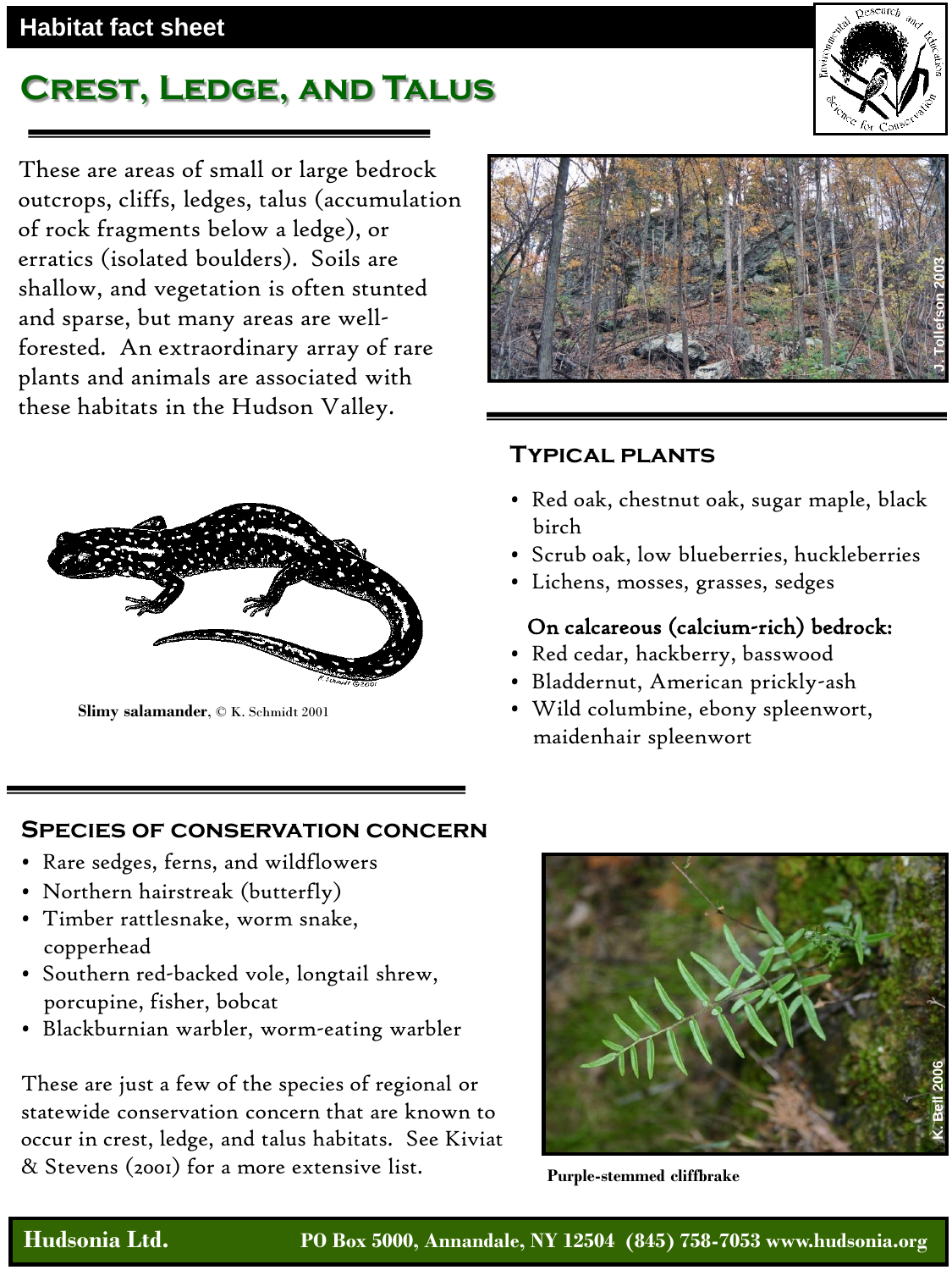Habitat fact sheet

# Crest, Ledge, and Talus

These are areas of small or large bedrock outcrops, cliffs, ledges, talus (accumulation of rock fragments below a ledge), or erratics (isolated boulders). Soils are shallow, and vegetation is often stunted and sparse, but many areas are well-forested. An extraordinary array of rare plants and animals are associated with these habitats in the Hudson Valley.

J. Tollefson 2003

**Slimy salamander**, © K. Schmidt 2001

## Typical plants

- Red oak, chestnut oak, sugar maple, black birch
- Scrub oak, low blueberries, huckleberries
- Lichens, mosses, grasses, sedges

**On calcareous (calcium-rich) bedrock:**

- Red cedar, hackberry, basswood
- Bladdernut, American prickly-ash
- Wild columbine, ebony spleenwort, maidenhair spleenwort

## Species of conservation concern

- Rare sedges, ferns, and wildflowers
- Northern hairstreak (butterfly)
- Timber rattlesnake, worm snake, copperhead
- Southern red-backed vole, longtail shrew, porcupine, fisher, bobcat
- Blackburnian warbler, worm-eating warbler

These are just a few of the species of regional or statewide conservation concern that are known to occur in crest, ledge, and talus habitats. See Kiviat & Stevens (2001) for a more extensive list.

K. Bell 2006

**Purple-stemmed cliffbrake**

**Hudsonia Ltd.** **PO Box 5000, Annandale, NY 12504 (845) 758-7053 www.hudsonia.org**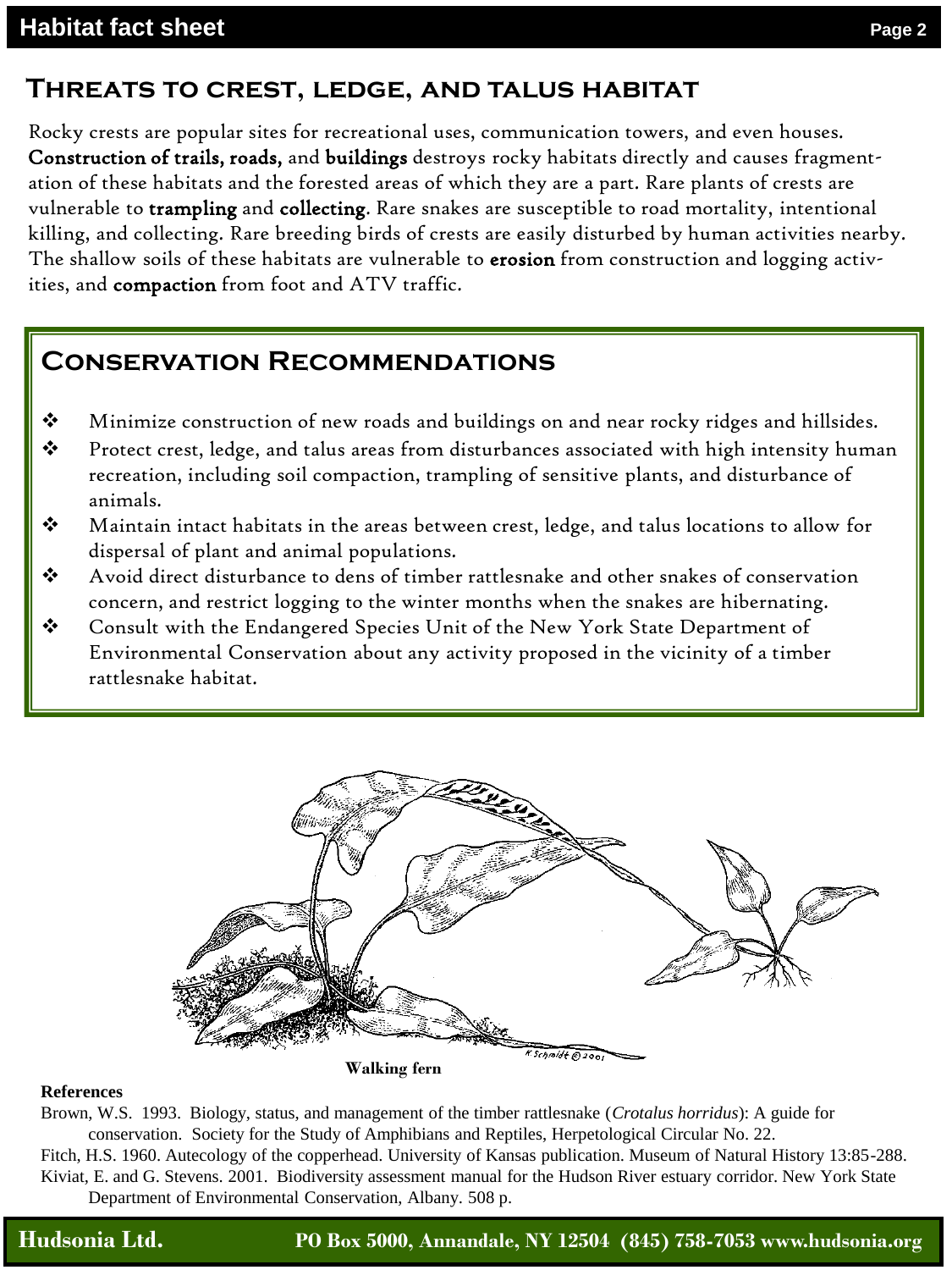## Threats to crest, ledge, and talus habitat

Rocky crests are popular sites for recreational uses, communication towers, and even houses. **Construction of trails, roads,** and **buildings** destroys rocky habitats directly and causes fragmentation of these habitats and the forested areas of which they are a part. Rare plants of crests are vulnerable to **trampling** and **collecting**. Rare snakes are susceptible to road mortality, intentional killing, and collecting. Rare breeding birds of crests are easily disturbed by human activities nearby. The shallow soils of these habitats are vulnerable to **erosion** from construction and logging activities, and **compaction** from foot and ATV traffic.

## Conservation Recommendations

- Minimize construction of new roads and buildings on and near rocky ridges and hillsides.
- Protect crest, ledge, and talus areas from disturbances associated with high intensity human recreation, including soil compaction, trampling of sensitive plants, and disturbance of animals.
- Maintain intact habitats in the areas between crest, ledge, and talus locations to allow for dispersal of plant and animal populations.
- Avoid direct disturbance to dens of timber rattlesnake and other snakes of conservation concern, and restrict logging to the winter months when the snakes are hibernating.
- Consult with the Endangered Species Unit of the New York State Department of Environmental Conservation about any activity proposed in the vicinity of a timber rattlesnake habitat.

**Walking fern**

**References**

Brown, W.S. 1993. Biology, status, and management of the timber rattlesnake (*Crotalus horridus*): A guide for conservation. Society for the Study of Amphibians and Reptiles, Herpetological Circular No. 22.

Fitch, H.S. 1960. Autecology of the copperhead. University of Kansas publication. Museum of Natural History 13:85-288.

Kiviat, E. and G. Stevens. 2001. Biodiversity assessment manual for the Hudson River estuary corridor. New York State Department of Environmental Conservation, Albany. 508 p.

**Hudsonia Ltd.** PO Box 5000, Annandale, NY 12504 (845) 758-7053 www.hudsonia.org